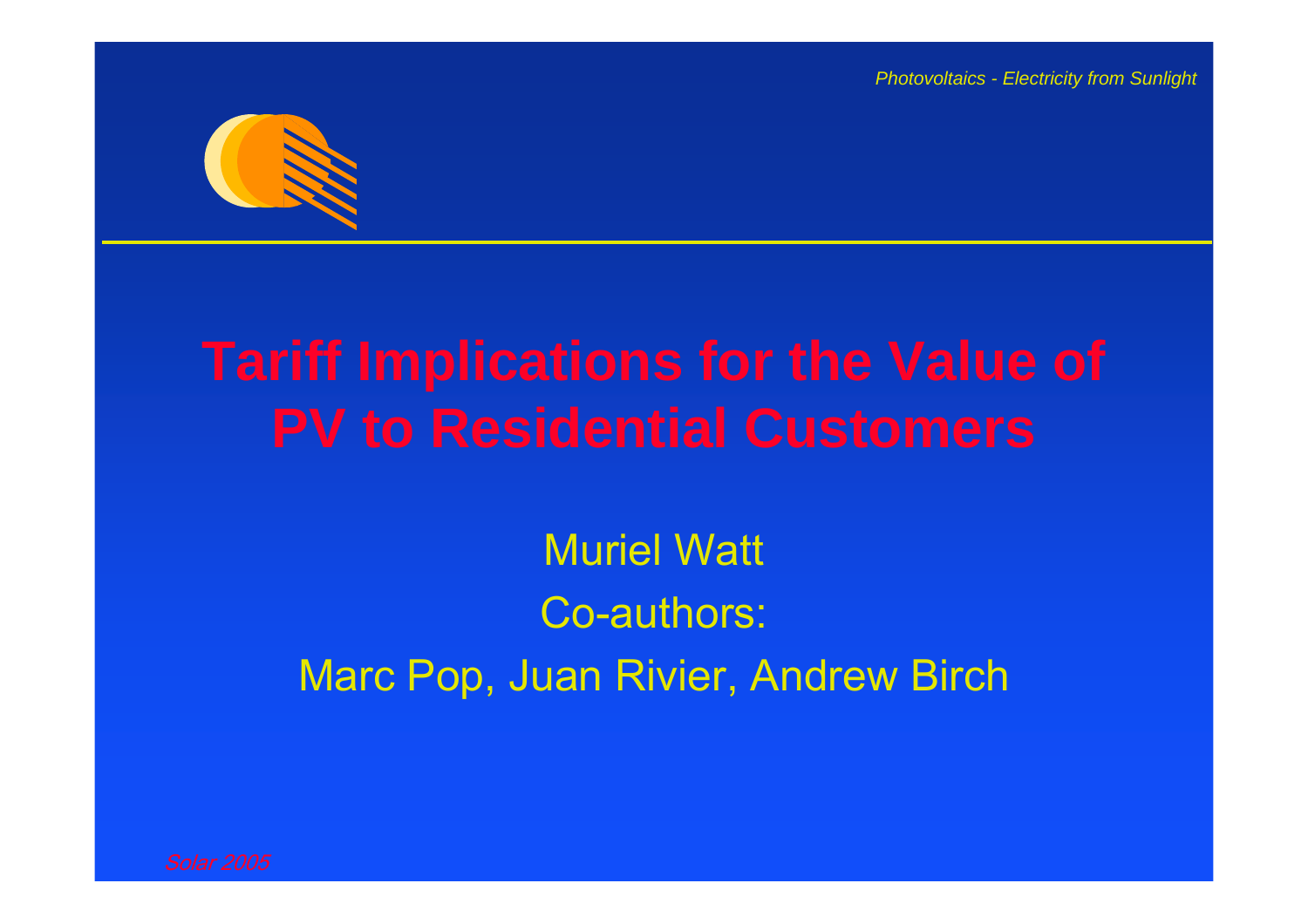# Tariff Implications for the Value of PV to Residential Customers

Muriel Watt

Co-authors:

Marc Pop, Juan Rivier, Andrew Birch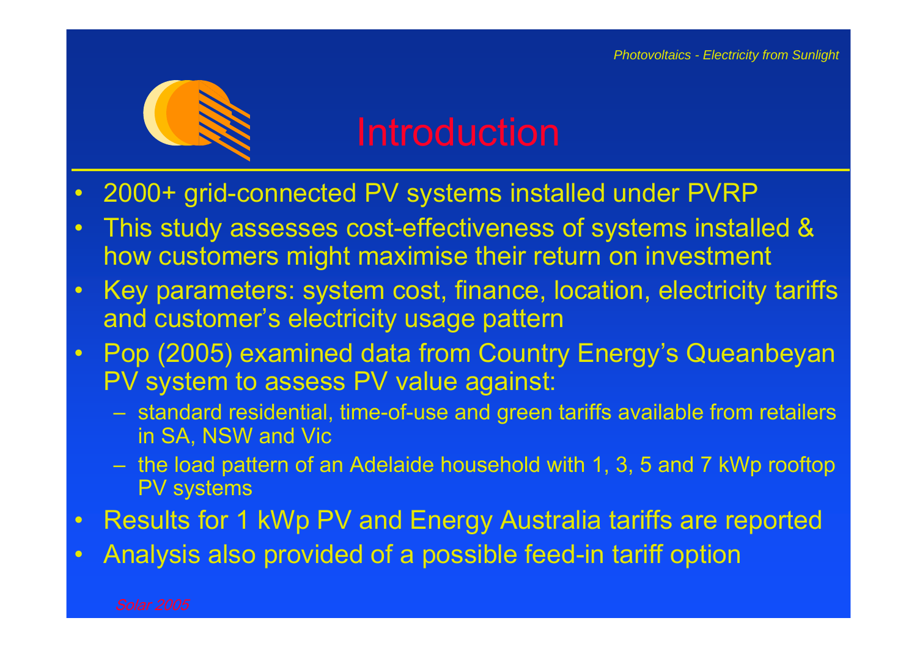# Introduction

- 2000+ grid-connected PV systems installed under PVRP
- This study assesses cost-effectiveness of systems installed & how customers might maximise their return on investment
- Key parameters: system cost, finance, location, electricity tariffs and customer's electricity usage pattern
- Pop (2005) examined data from Country Energy's Queanbeyan PV system to assess PV value against:
  - standard residential, time-of-use and green tariffs available from retailers in SA, NSW and Vic
  - the load pattern of an Adelaide household with 1, 3, 5 and 7 kWp rooftop PV systems
- Results for 1 kWp PV and Energy Australia tariffs are reported
- Analysis also provided of a possible feed-in tariff option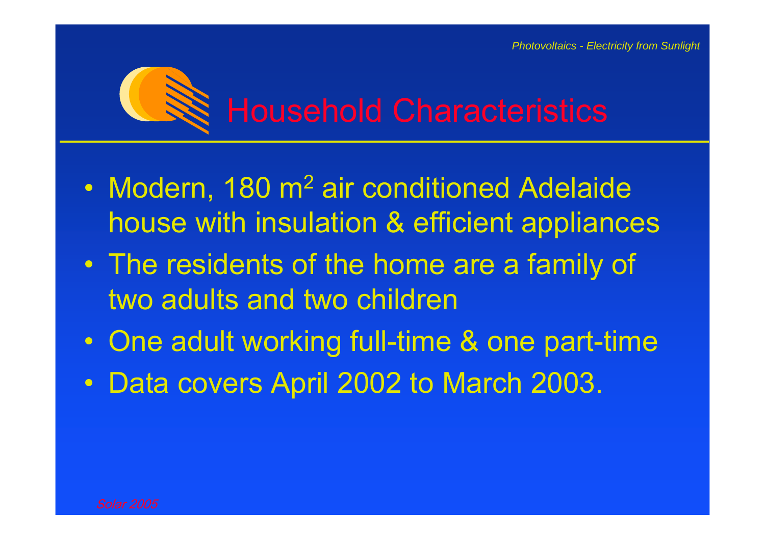# Household Characteristics

- Modern, 180 $m^2$ air conditioned Adelaide house with insulation & efficient appliances
- The residents of the home are a family of two adults and two children
- One adult working full-time & one part-time
- Data covers April 2002 to March 2003.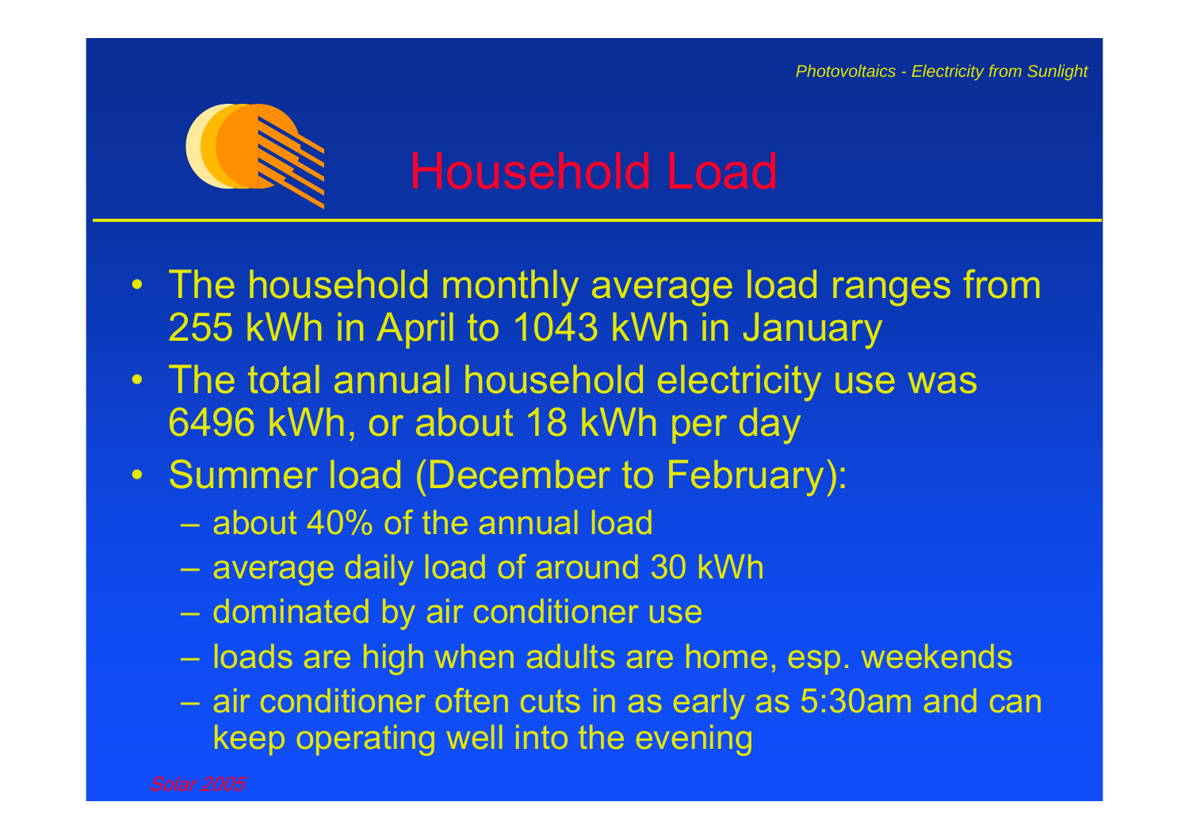# Household Load

- The household monthly average load ranges from 255 kWh in April to 1043 kWh in January
- The total annual household electricity use was 6496 kWh, or about 18 kWh per day
- Summer load (December to February):
  - about 40% of the annual load
  - average daily load of around 30 kWh
  - dominated by air conditioner use
  - loads are high when adults are home, esp. weekends
  - air conditioner often cuts in as early as 5:30am and can keep operating well into the evening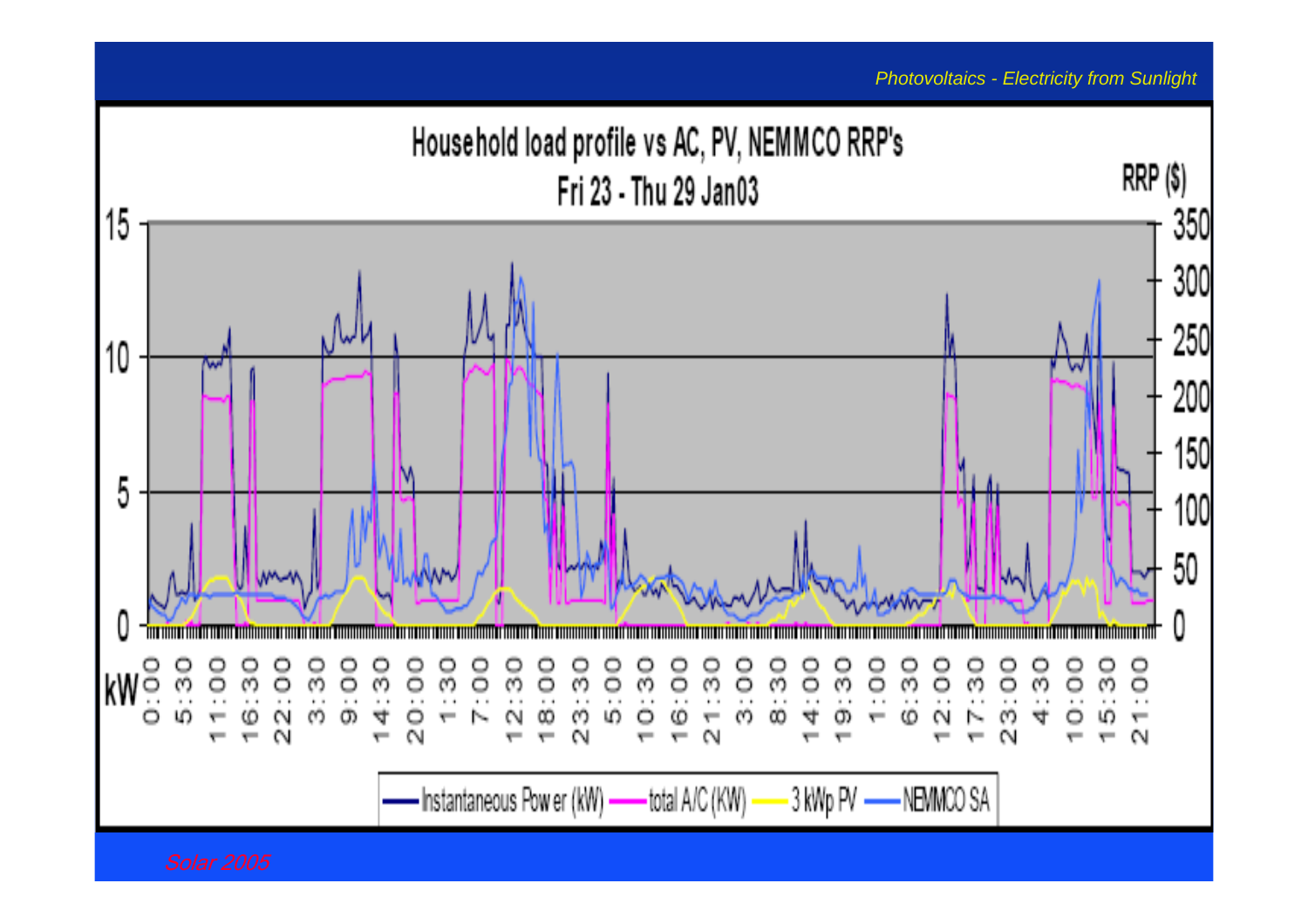# Household load profile vs AC, PV, NEMMCO RRP's

## Fri 23 - Thu 29 Jan03

RRP ($)

Legend: Instantaneous Power (kW), total A/C (KW), 3 kWp PV, NEMMCO SA

Left axis (kW): 0, 5, 10, 15

Right axis (RRP ($)): 0, 50, 100, 150, 200, 250, 300, 350

Time axis: 0:00, 5:30, 11:00, 16:30, 22:00, 3:30, 9:00, 14:30, 20:00, 1:30, 7:00, 12:30, 18:00, 23:30, 5:00, 10:30, 16:00, 21:30, 3:00, 8:30, 14:00, 19:30, 1:00, 6:30, 12:00, 17:30, 23:00, 4:30, 10:00, 15:30, 21:00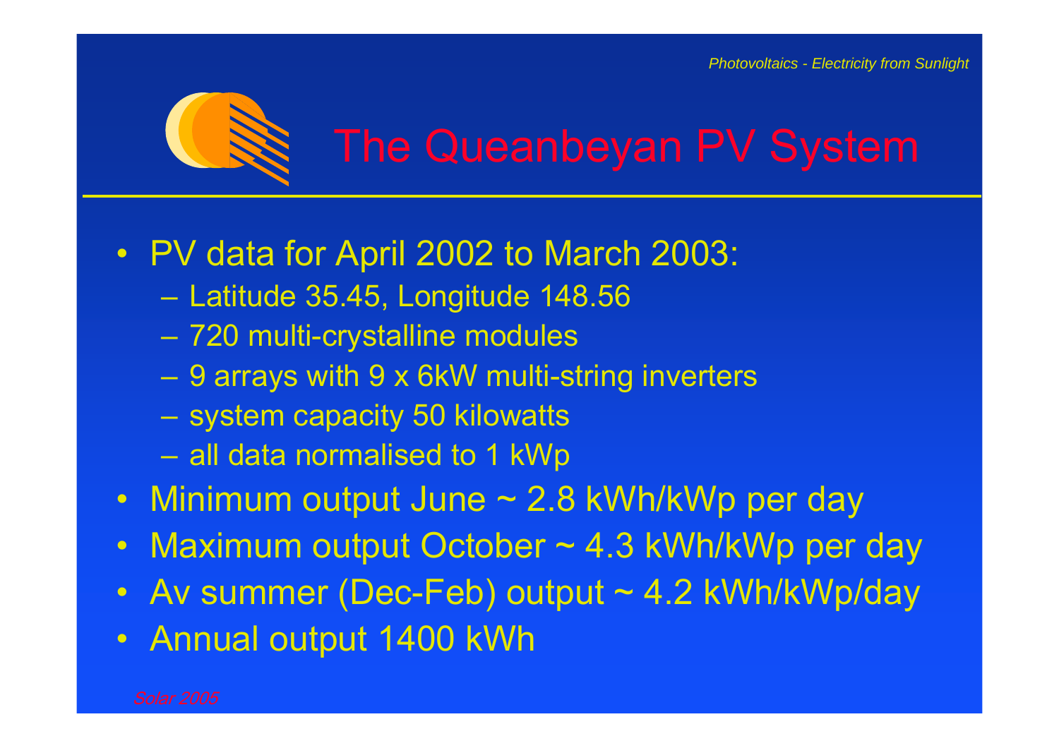# The Queanbeyan PV System

- PV data for April 2002 to March 2003:
  - Latitude 35.45, Longitude 148.56
  - 720 multi-crystalline modules
  - 9 arrays with 9 x 6kW multi-string inverters
  - system capacity 50 kilowatts
  - all data normalised to 1 kWp
- Minimum output June ~ 2.8 kWh/kWp per day
- Maximum output October ~ 4.3 kWh/kWp per day
- Av summer (Dec-Feb) output ~ 4.2 kWh/kWp/day
- Annual output 1400 kWh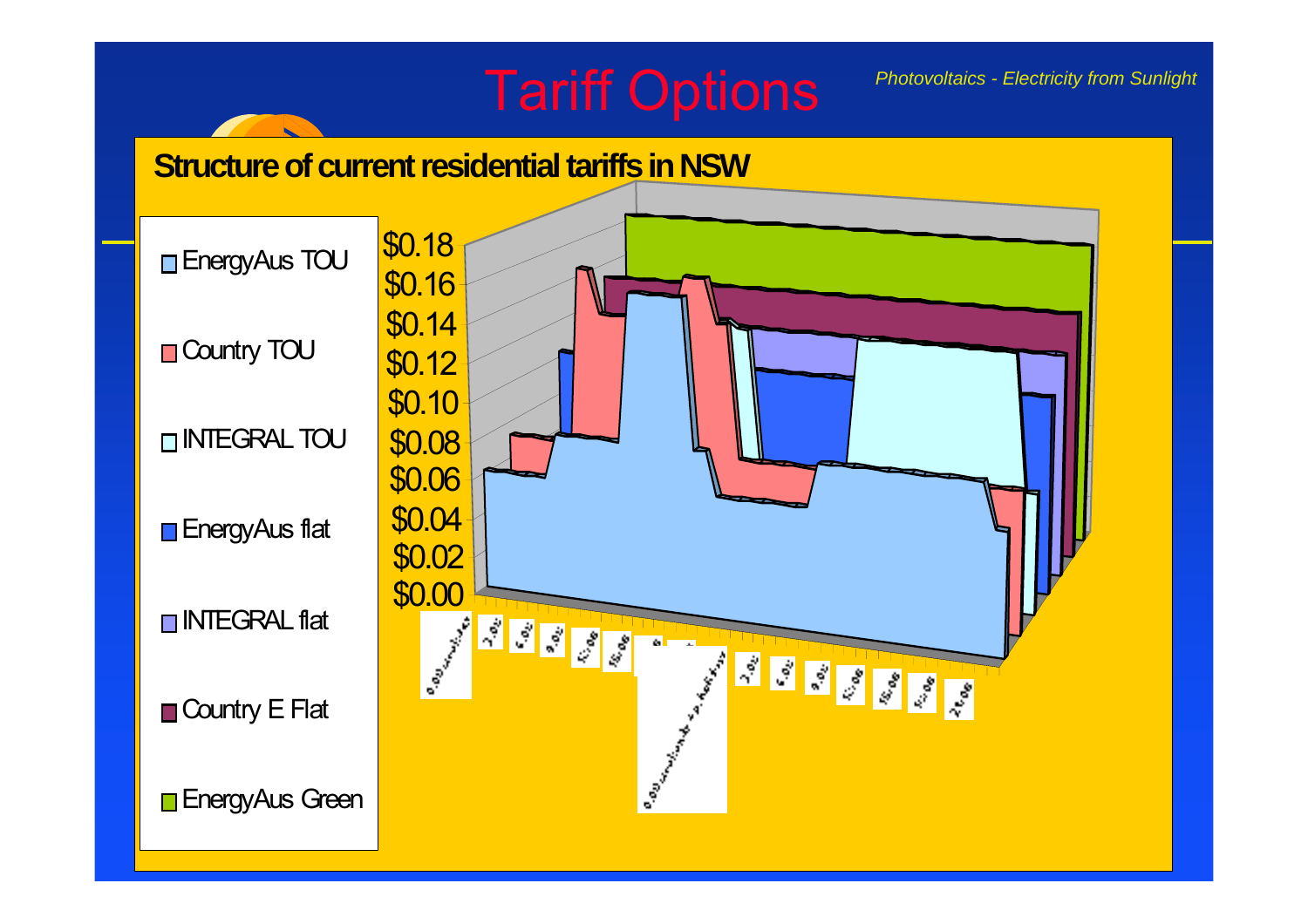# Tariff Options

## Structure of current residential tariffs in NSW

- EnergyAus TOU
- Country TOU
- INTEGRAL TOU
- EnergyAus flat
- INTEGRAL flat
- Country E Flat
- EnergyAus Green

$0.18
$0.16
$0.14
$0.12
$0.10
$0.08
$0.06
$0.04
$0.02
$0.00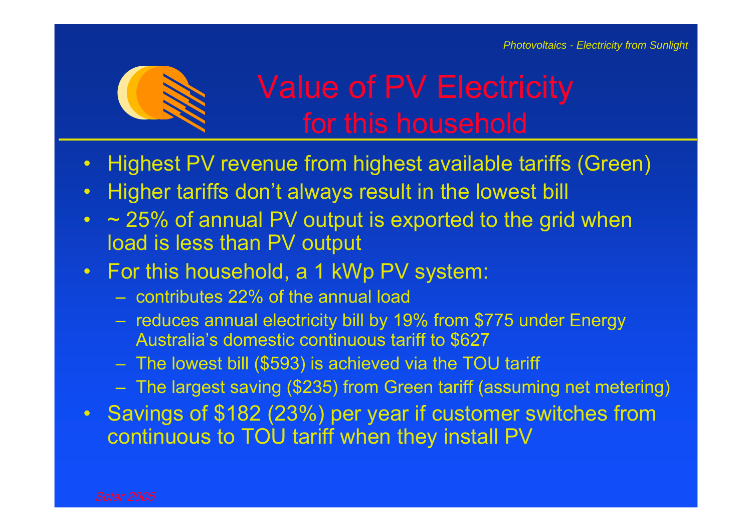# Value of PV Electricity for this household

- Highest PV revenue from highest available tariffs (Green)
- Higher tariffs don't always result in the lowest bill
- ~ 25% of annual PV output is exported to the grid when load is less than PV output
- For this household, a 1 kWp PV system:
  - contributes 22% of the annual load
  - reduces annual electricity bill by 19% from $775 under Energy Australia's domestic continuous tariff to $627
  - The lowest bill ($593) is achieved via the TOU tariff
  - The largest saving ($235) from Green tariff (assuming net metering)
- Savings of $182 (23%) per year if customer switches from continuous to TOU tariff when they install PV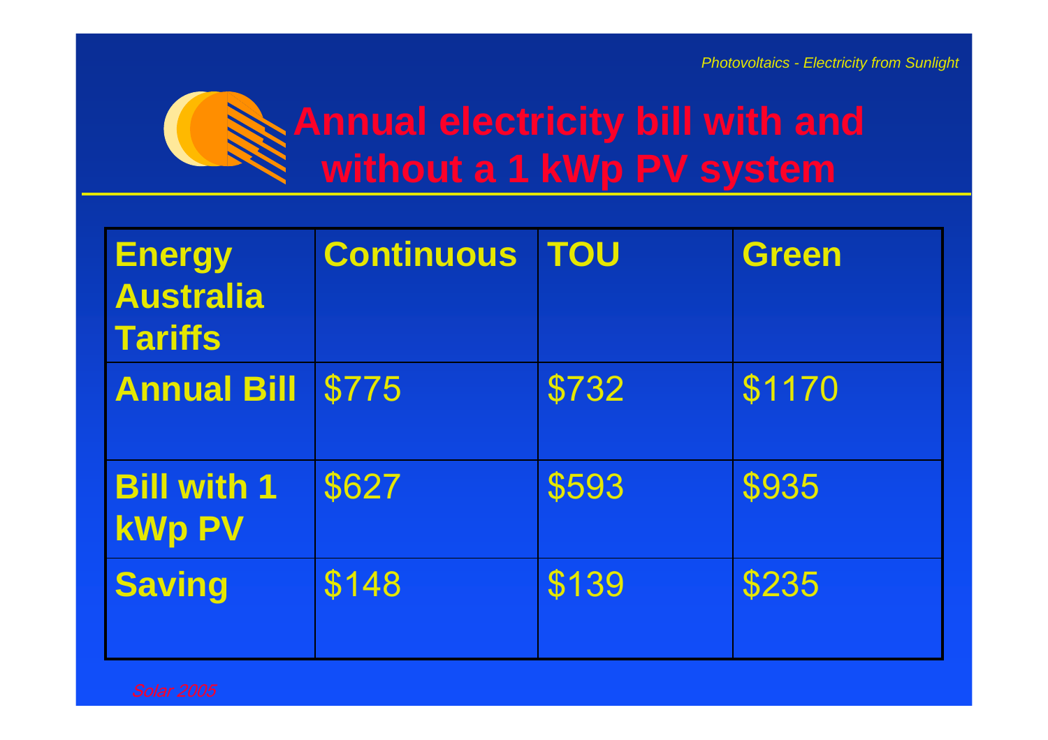# Annual electricity bill with and without a 1 kWp PV system

| Energy Australia Tariffs | Continuous | TOU | Green |
|---|---|---|---|
| Annual Bill | $775 | $732 | $1170 |
| Bill with 1 kWp PV | $627 | $593 | $935 |
| Saving | $148 | $139 | $235 |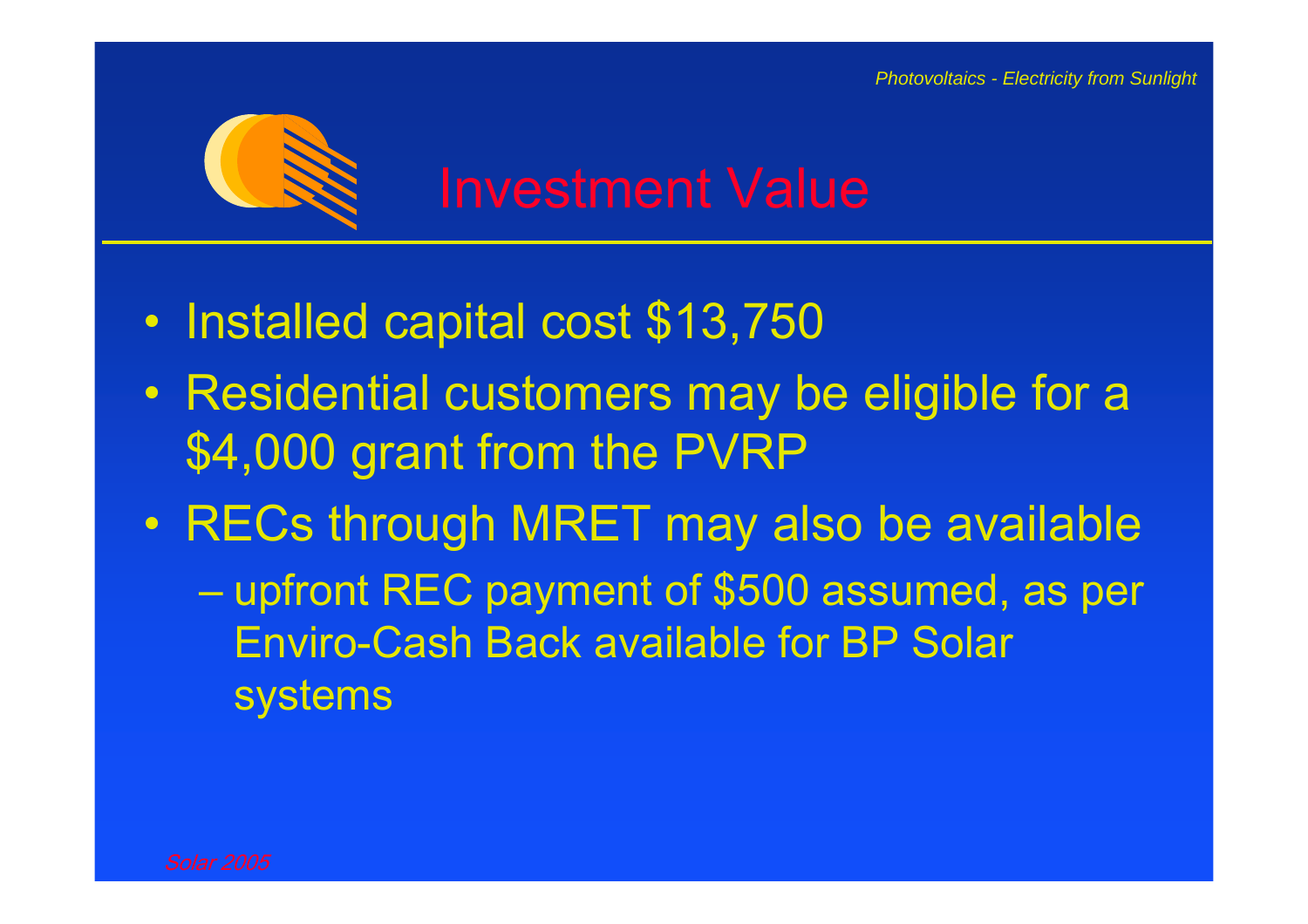# Investment Value

- Installed capital cost $13,750
- Residential customers may be eligible for a $4,000 grant from the PVRP
- RECs through MRET may also be available
  - upfront REC payment of $500 assumed, as per Enviro-Cash Back available for BP Solar systems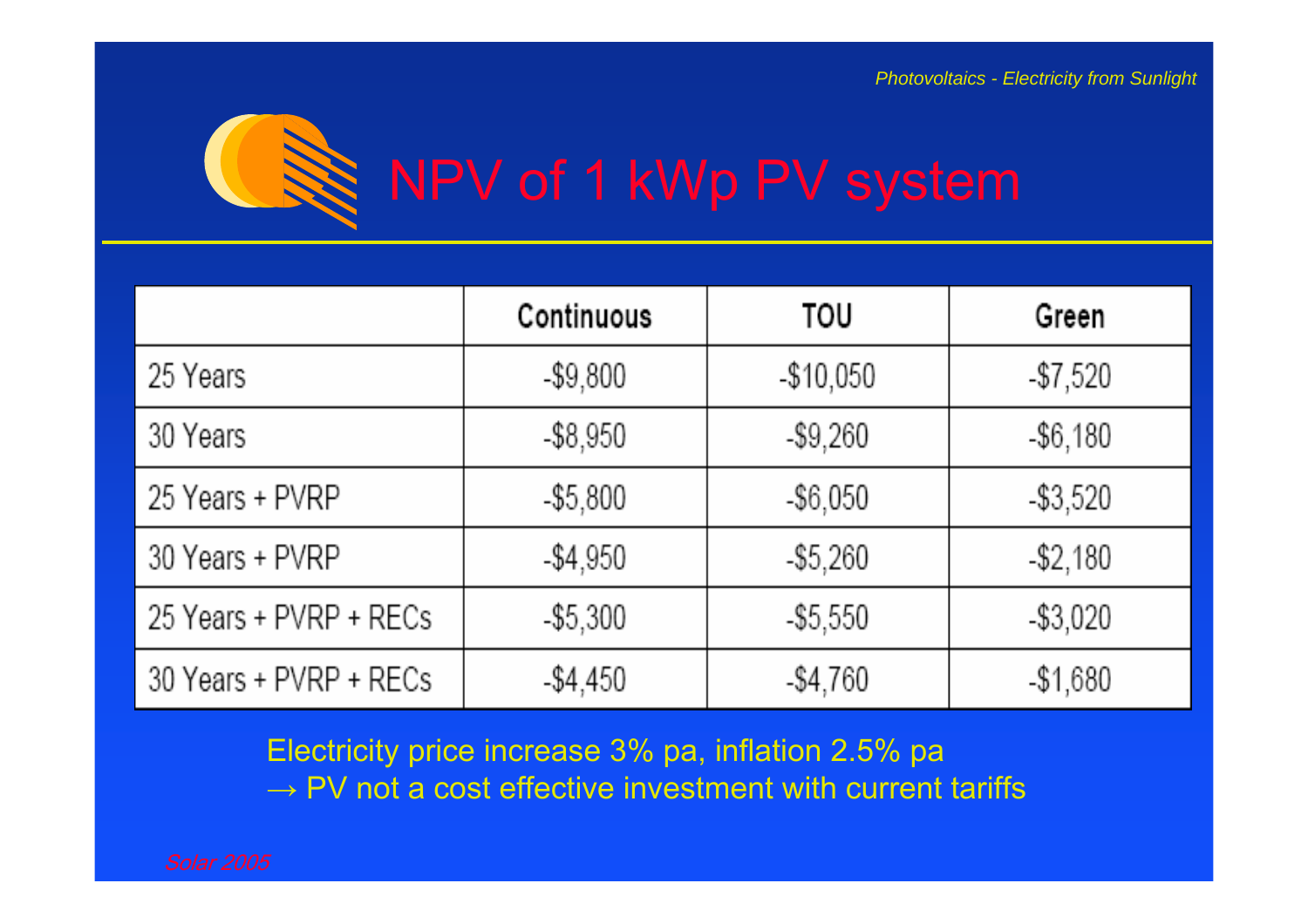# NPV of 1 kWp PV system

| | Continuous | TOU | Green |
|---|---|---|---|
| 25 Years | -$9,800 | -$10,050 | -$7,520 |
| 30 Years | -$8,950 | -$9,260 | -$6,180 |
| 25 Years + PVRP | -$5,800 | -$6,050 | -$3,520 |
| 30 Years + PVRP | -$4,950 | -$5,260 | -$2,180 |
| 25 Years + PVRP + RECs | -$5,300 | -$5,550 | -$3,020 |
| 30 Years + PVRP + RECs | -$4,450 | -$4,760 | -$1,680 |

Electricity price increase 3% pa, inflation 2.5% pa
→ PV not a cost effective investment with current tariffs

*Solar 2005*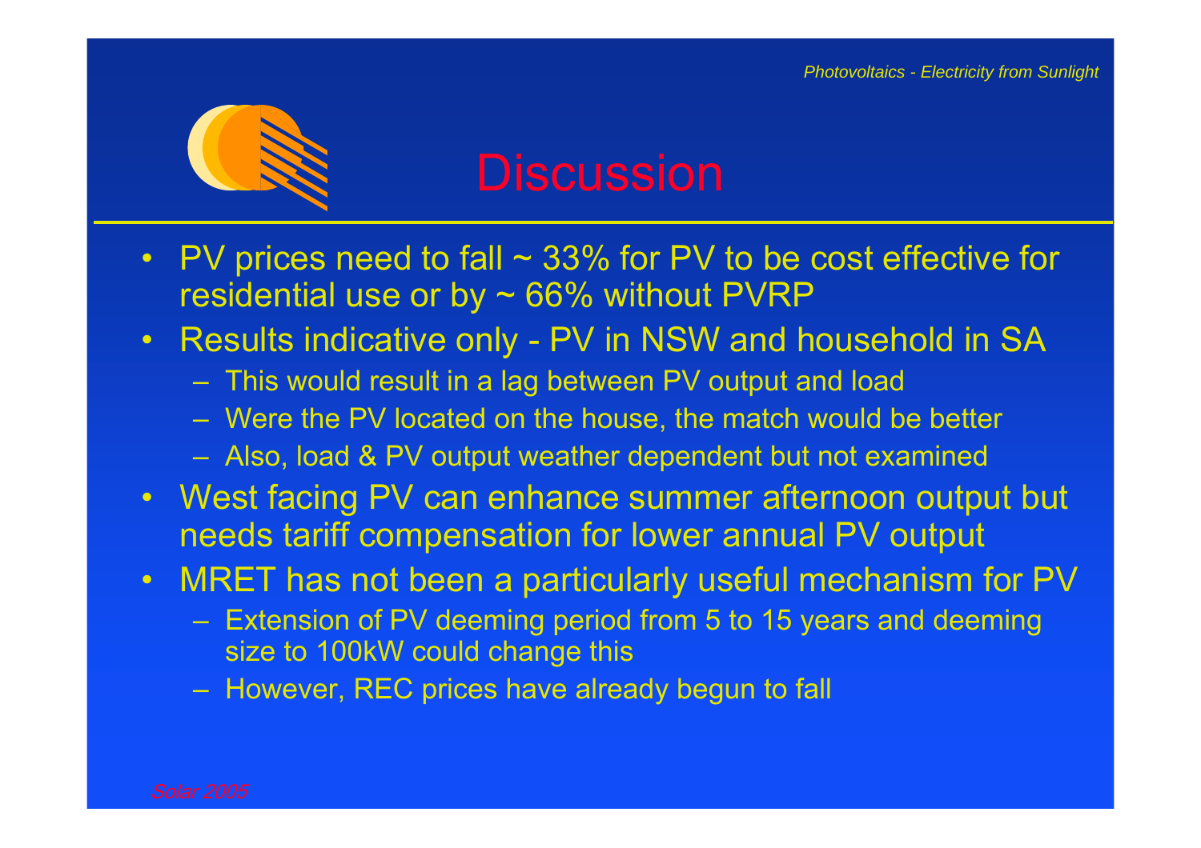# Discussion

- PV prices need to fall ~ 33% for PV to be cost effective for residential use or by ~ 66% without PVRP
- Results indicative only - PV in NSW and household in SA
  - This would result in a lag between PV output and load
  - Were the PV located on the house, the match would be better
  - Also, load & PV output weather dependent but not examined
- West facing PV can enhance summer afternoon output but needs tariff compensation for lower annual PV output
- MRET has not been a particularly useful mechanism for PV
  - Extension of PV deeming period from 5 to 15 years and deeming size to 100kW could change this
  - However, REC prices have already begun to fall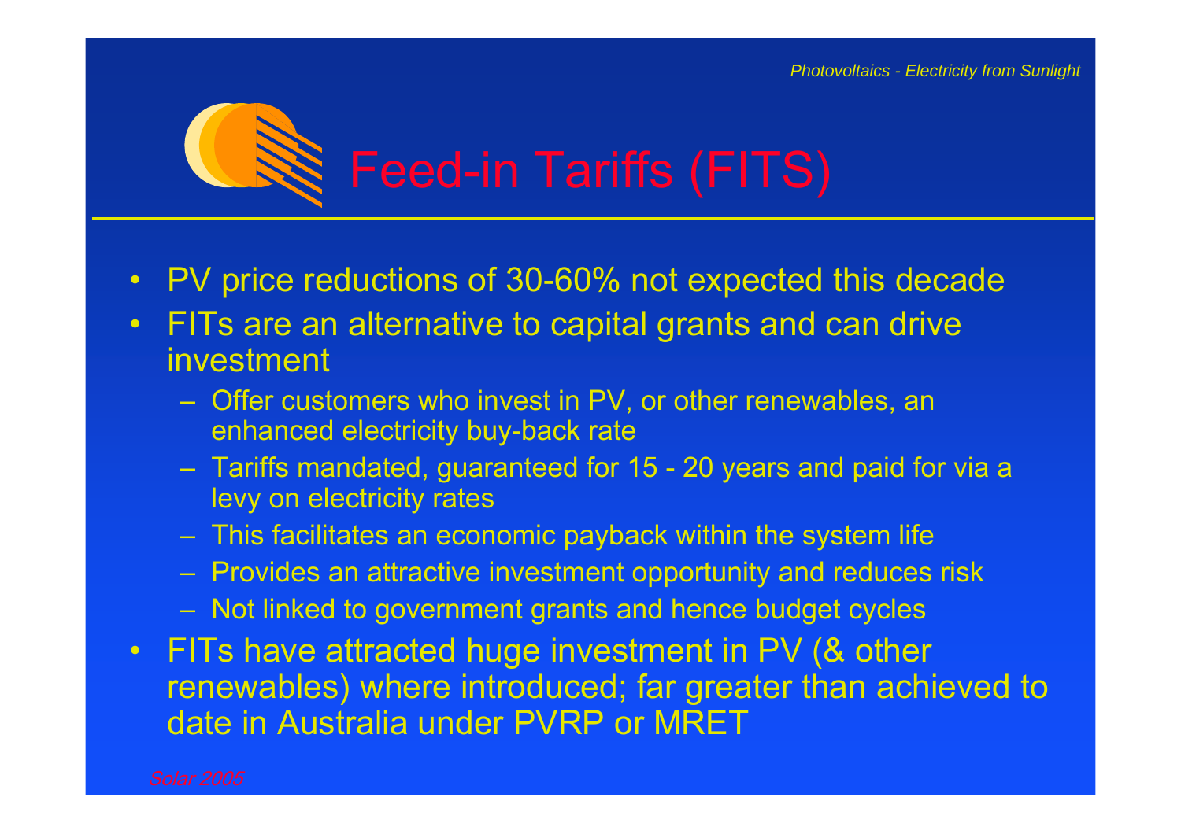# Feed-in Tariffs (FITS)

- PV price reductions of 30-60% not expected this decade
- FITs are an alternative to capital grants and can drive investment
  - Offer customers who invest in PV, or other renewables, an enhanced electricity buy-back rate
  - Tariffs mandated, guaranteed for 15 - 20 years and paid for via a levy on electricity rates
  - This facilitates an economic payback within the system life
  - Provides an attractive investment opportunity and reduces risk
  - Not linked to government grants and hence budget cycles
- FITs have attracted huge investment in PV (& other renewables) where introduced; far greater than achieved to date in Australia under PVRP or MRET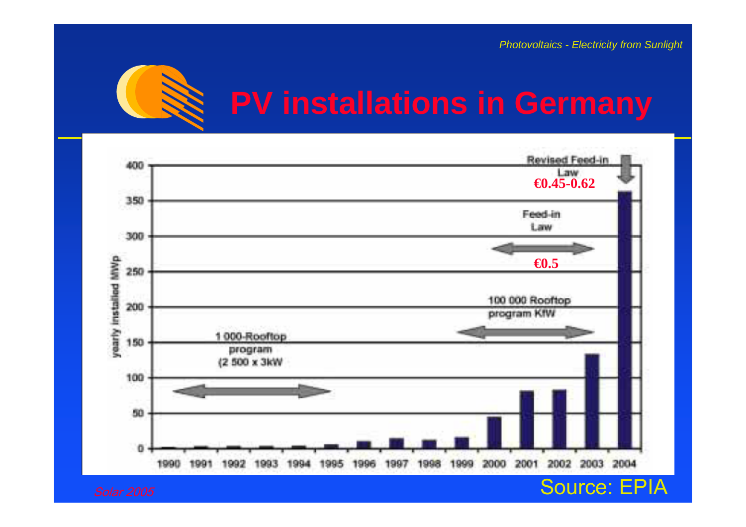# PV installations in Germany

Revised Feed-in Law
€0.45-0.62

Feed-in Law
€0.5

100 000 Rooftop program KfW

1 000-Rooftop program (2 500 x 3kW

yearly installed MWp

0, 50, 100, 150, 200, 250, 300, 350, 400

1990 1991 1992 1993 1994 1995 1996 1997 1998 1999 2000 2001 2002 2003 2004

Source: EPIA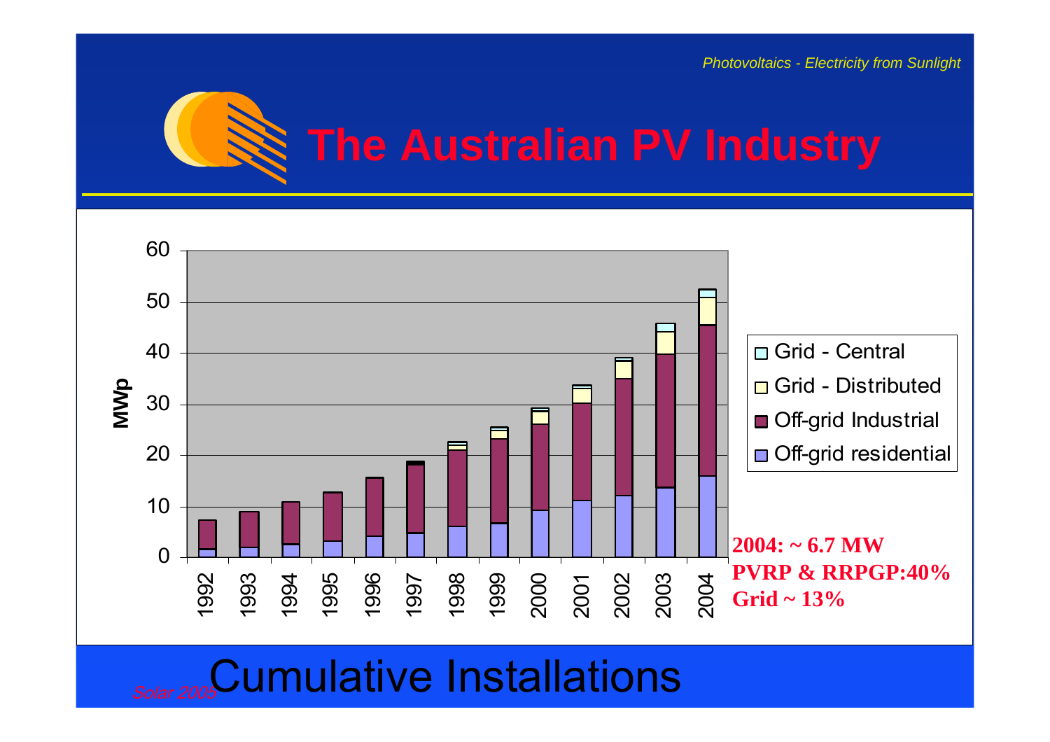# The Australian PV Industry

| Year | Off-grid residential | Off-grid Industrial | Grid - Distributed | Grid - Central |
|---|---|---|---|---|
| 1992 | | | | |
| 1993 | | | | |
| 1994 | | | | |
| 1995 | | | | |
| 1996 | | | | |
| 1997 | | | | |
| 1998 | | | | |
| 1999 | | | | |
| 2000 | | | | |
| 2001 | | | | |
| 2002 | | | | |
| 2003 | | | | |
| 2004 | | | | |

MWp (axis 0–60)

**2004: ~ 6.7 MW**
**PVRP & RRPGP:40%**
**Grid ~ 13%**

## Cumulative Installations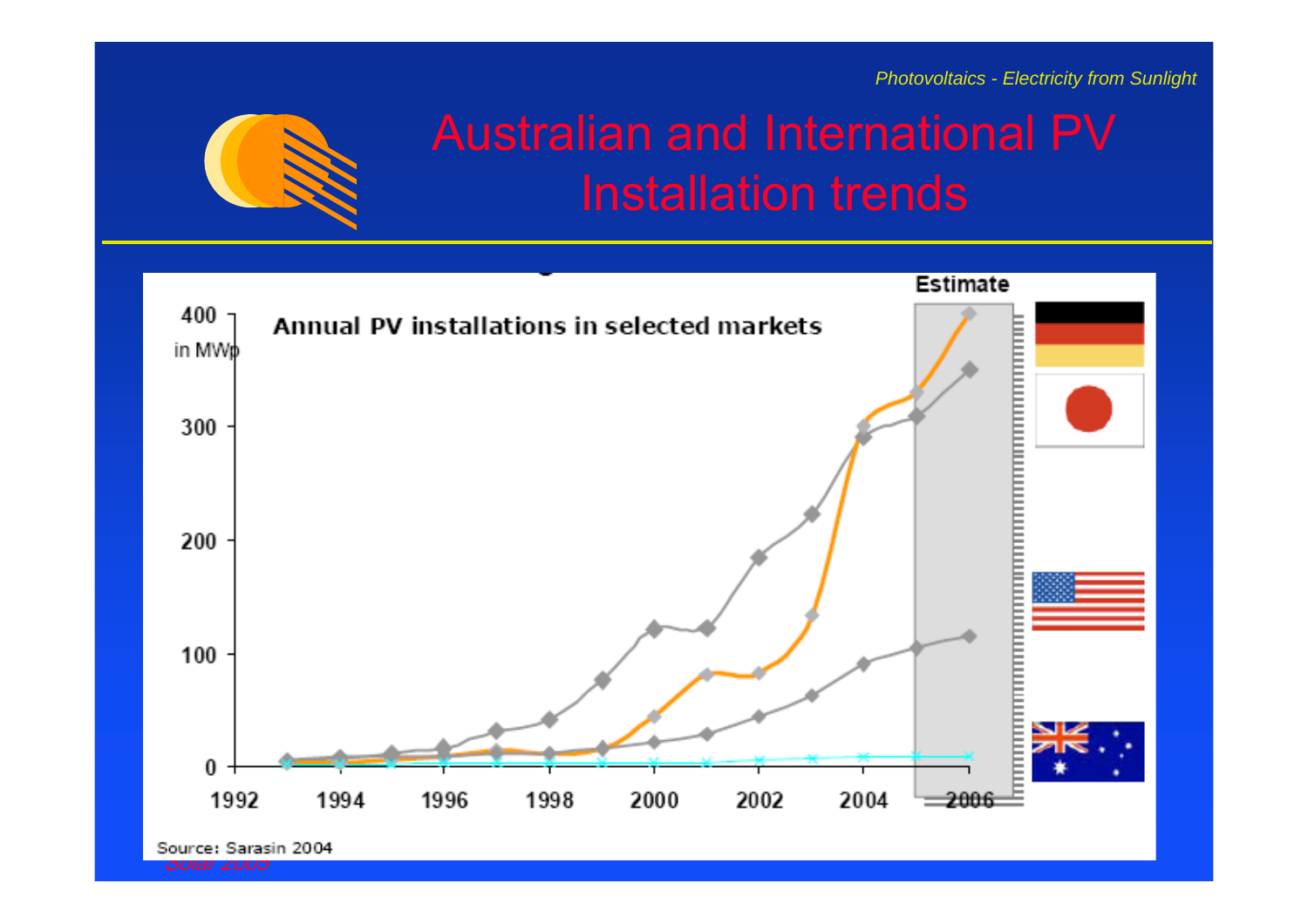# Australian and International PV Installation trends

**Annual PV installations in selected markets**

400 in MWp

Estimate

Source: Sarasin 2004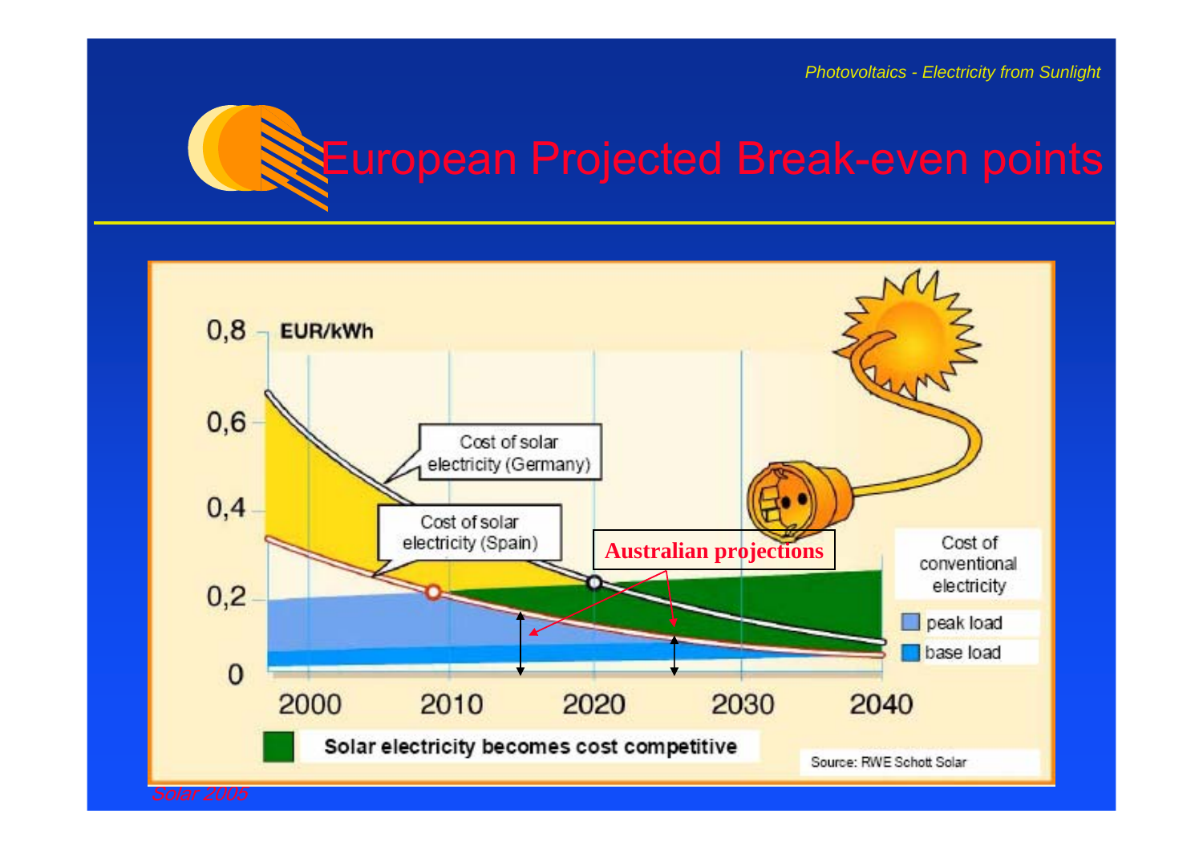# European Projected Break-even points

0,8 EUR/kWh

0,6

0,4

0,2

0

2000 2010 2020 2030 2040

Cost of solar electricity (Germany)

Cost of solar electricity (Spain)

**Australian projections**

Cost of conventional electricity

peak load

base load

**Solar electricity becomes cost competitive**

Source: RWE Schott Solar

*Solar 2005*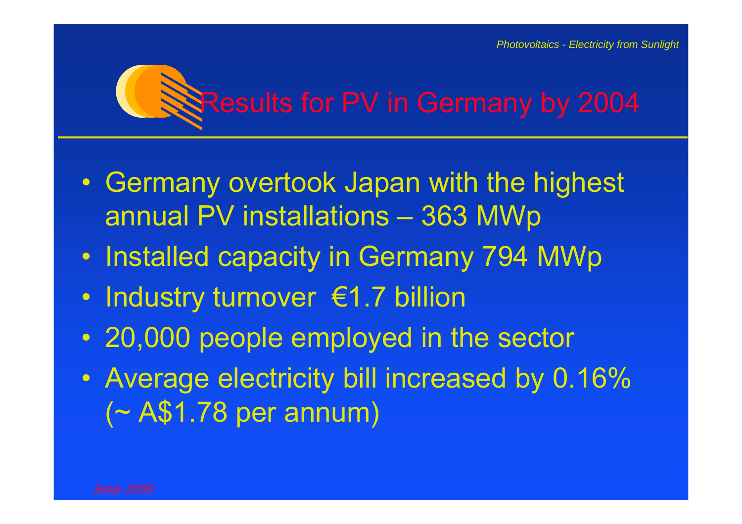# Results for PV in Germany by 2004

- Germany overtook Japan with the highest annual PV installations – 363 MWp
- Installed capacity in Germany 794 MWp
- Industry turnover €1.7 billion
- 20,000 people employed in the sector
- Average electricity bill increased by 0.16% (~ A$1.78 per annum)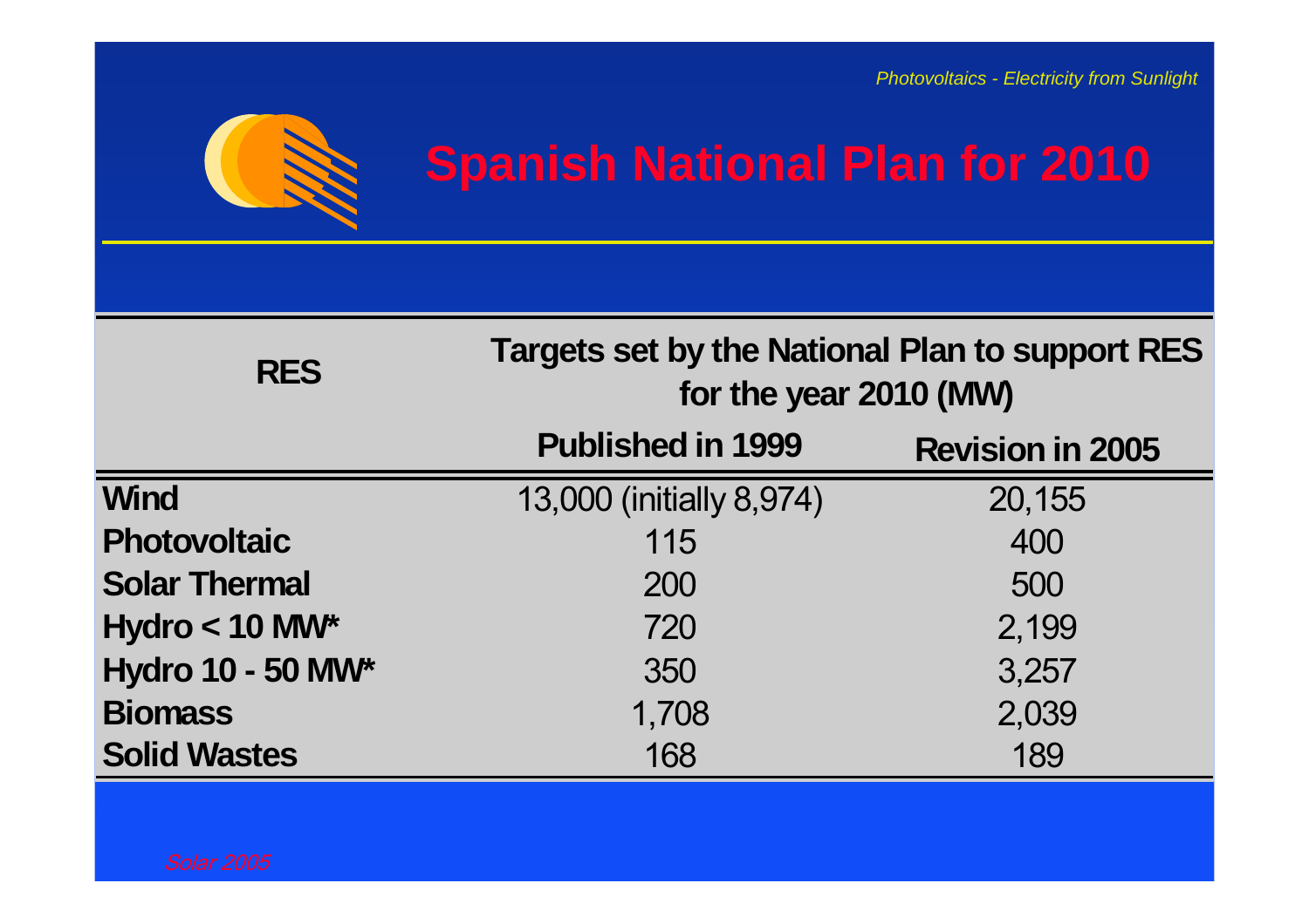# Spanish National Plan for 2010

| RES | Targets set by the National Plan to support RES for the year 2010 (MW) | |
|---|---|---|
| | Published in 1999 | Revision in 2005 |
| **Wind** | 13,000 (initially 8,974) | 20,155 |
| **Photovoltaic** | 115 | 400 |
| **Solar Thermal** | 200 | 500 |
| **Hydro < 10 MW*** | 720 | 2,199 |
| **Hydro 10 - 50 MW*** | 350 | 3,257 |
| **Biomass** | 1,708 | 2,039 |
| **Solid Wastes** | 168 | 189 |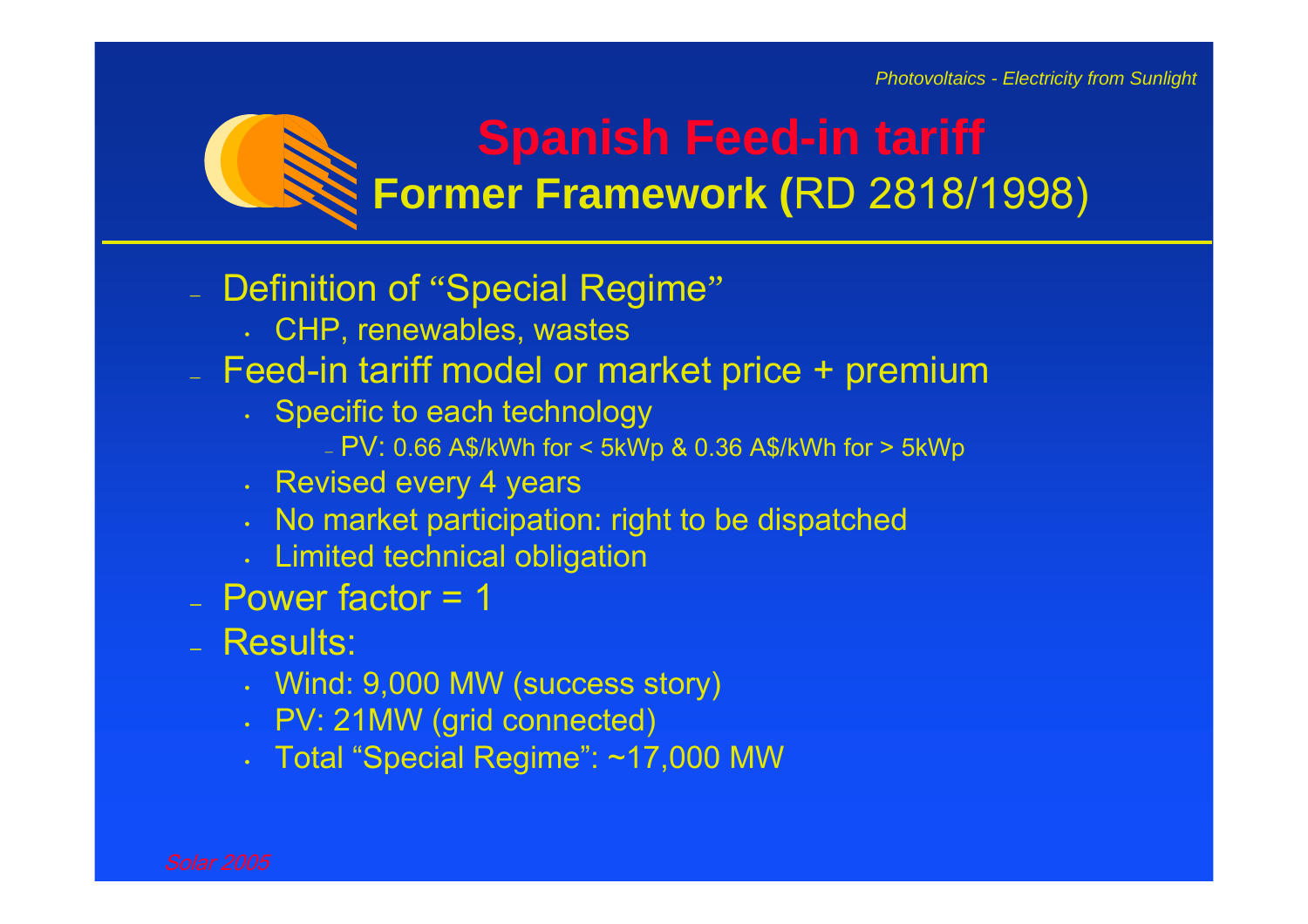# Spanish Feed-in tariff

## Former Framework (RD 2818/1998)

- Definition of "Special Regime"
  - CHP, renewables, wastes
- Feed-in tariff model or market price + premium
  - Specific to each technology
    - PV: 0.66 A$/kWh for < 5kWp & 0.36 A$/kWh for > 5kWp
  - Revised every 4 years
  - No market participation: right to be dispatched
  - Limited technical obligation
- Power factor = 1
- Results:
  - Wind: 9,000 MW (success story)
  - PV: 21MW (grid connected)
  - Total "Special Regime": ~17,000 MW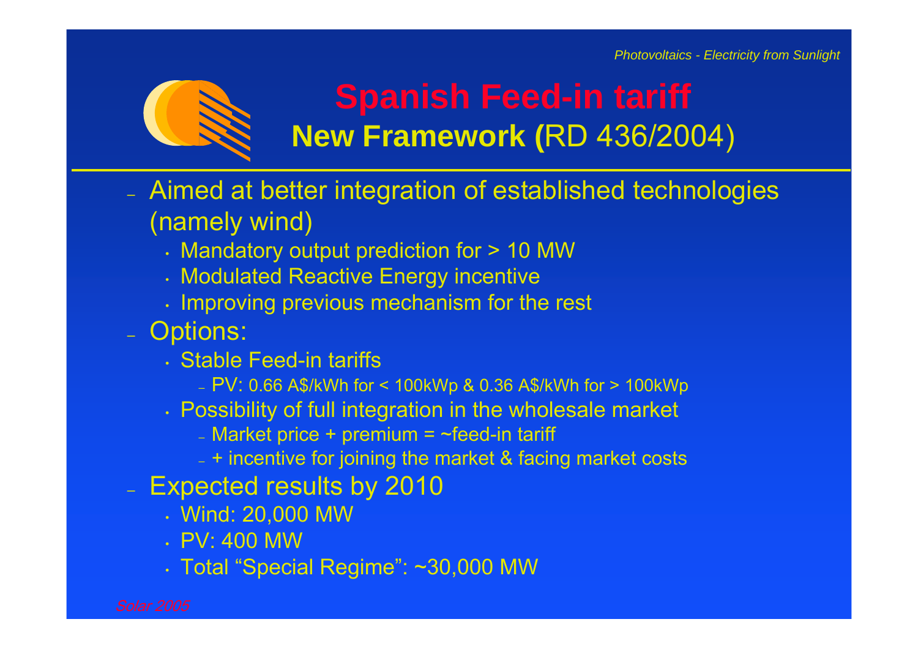# Spanish Feed-in tariff

## New Framework (RD 436/2004)

- Aimed at better integration of established technologies (namely wind)
  - Mandatory output prediction for > 10 MW
  - Modulated Reactive Energy incentive
  - Improving previous mechanism for the rest
- Options:
  - Stable Feed-in tariffs
    - PV: 0.66 A$/kWh for < 100kWp & 0.36 A$/kWh for > 100kWp
  - Possibility of full integration in the wholesale market
    - Market price + premium = ~feed-in tariff
    - + incentive for joining the market & facing market costs
- Expected results by 2010
  - Wind: 20,000 MW
  - PV: 400 MW
  - Total "Special Regime": ~30,000 MW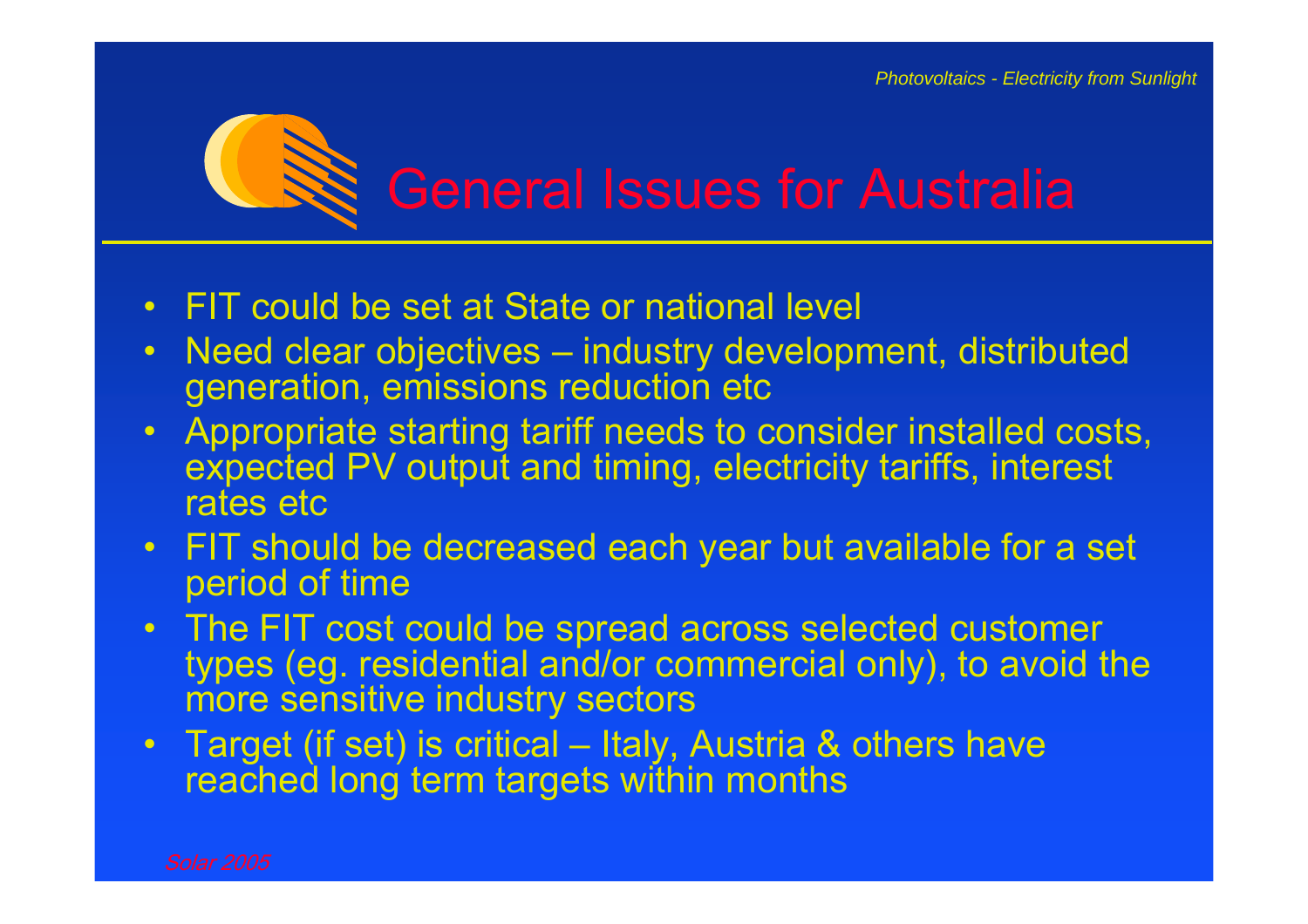# General Issues for Australia

- FIT could be set at State or national level
- Need clear objectives – industry development, distributed generation, emissions reduction etc
- Appropriate starting tariff needs to consider installed costs, expected PV output and timing, electricity tariffs, interest rates etc
- FIT should be decreased each year but available for a set period of time
- The FIT cost could be spread across selected customer types (eg. residential and/or commercial only), to avoid the more sensitive industry sectors
- Target (if set) is critical – Italy, Austria & others have reached long term targets within months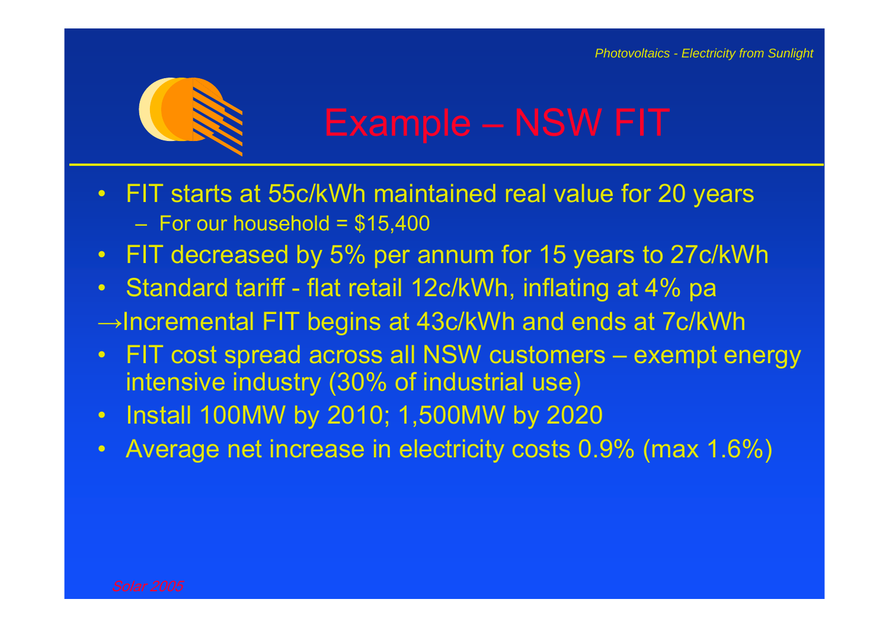# Example – NSW FIT

- FIT starts at 55c/kWh maintained real value for 20 years
  - For our household = $15,400
- FIT decreased by 5% per annum for 15 years to 27c/kWh
- Standard tariff - flat retail 12c/kWh, inflating at 4% pa

→Incremental FIT begins at 43c/kWh and ends at 7c/kWh

- FIT cost spread across all NSW customers – exempt energy intensive industry (30% of industrial use)
- Install 100MW by 2010; 1,500MW by 2020
- Average net increase in electricity costs 0.9% (max 1.6%)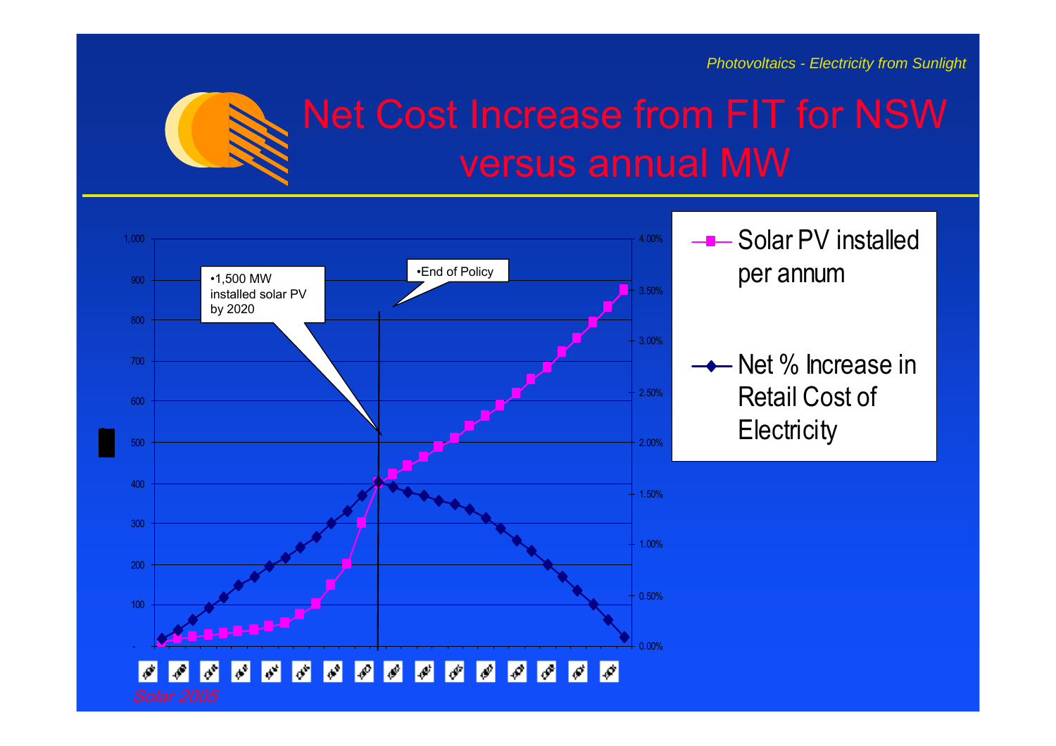# Net Cost Increase from FIT for NSW versus annual MW

- •1,500 MW installed solar PV by 2020
- •End of Policy

Legend:
- Solar PV installed per annum
- Net % Increase in Retail Cost of Electricity

Left axis: -, 100, 200, 300, 400, 500, 600, 700, 800, 900, 1,000

Right axis: 0.00%, 0.50%, 1.00%, 1.50%, 2.00%, 2.50%, 3.00%, 3.50%, 4.00%

*Solar 2005*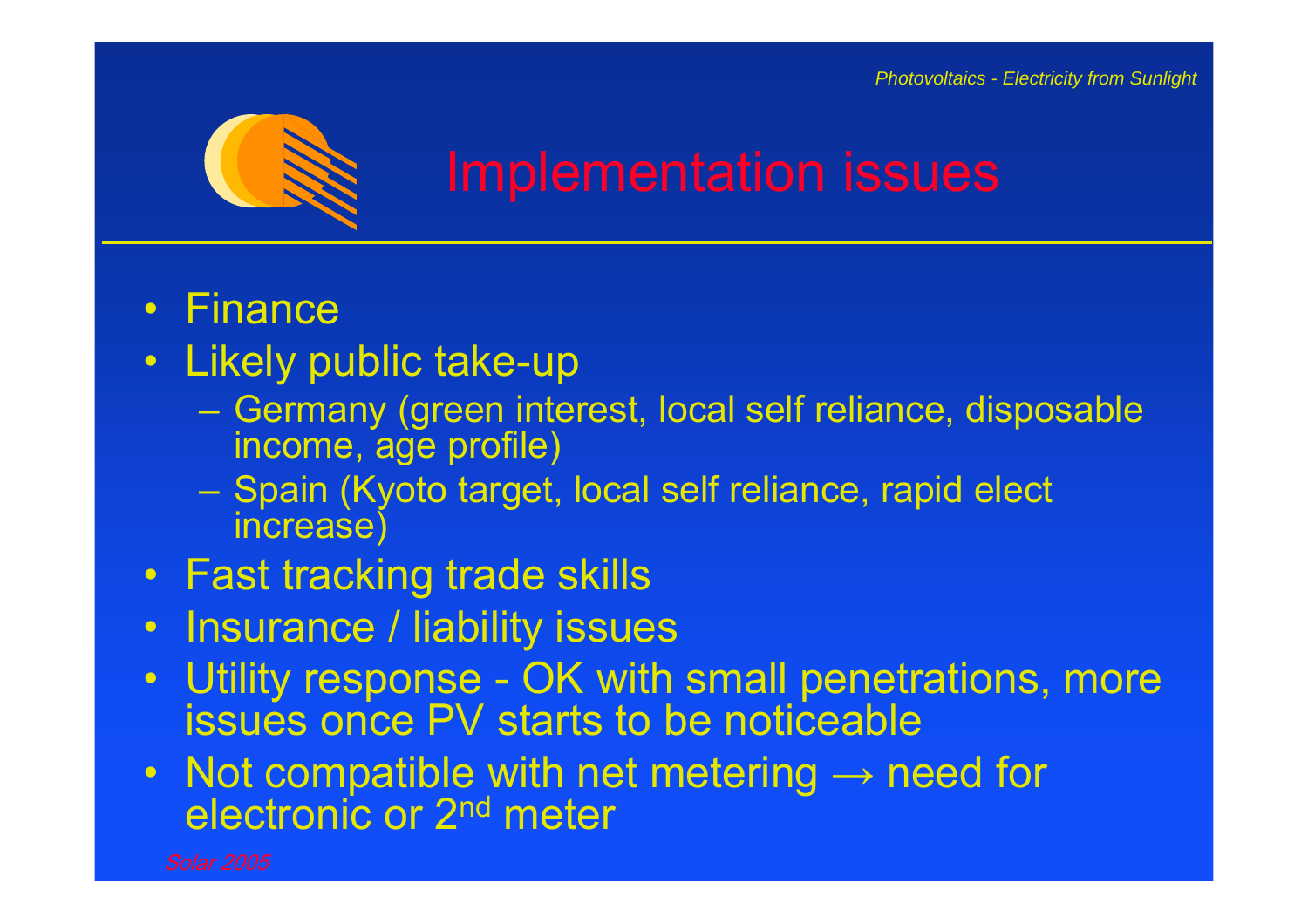# Implementation issues

- Finance
- Likely public take-up
  - Germany (green interest, local self reliance, disposable income, age profile)
  - Spain (Kyoto target, local self reliance, rapid elect increase)
- Fast tracking trade skills
- Insurance / liability issues
- Utility response - OK with small penetrations, more issues once PV starts to be noticeable
- Not compatible with net metering → need for electronic or 2[nd] meter